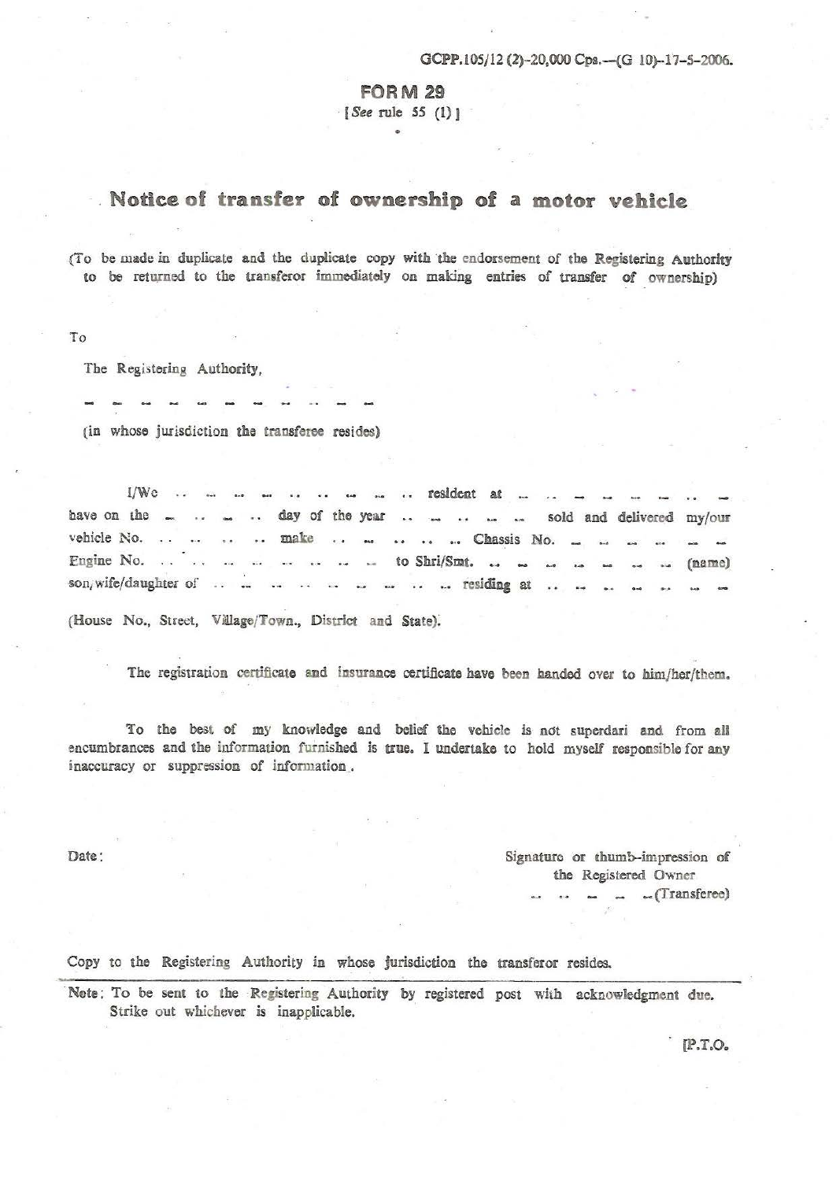GCPP.105/12 (2)-20,000 Cps.—(G 10)-17-5-2006.

# FORM 29

[*See* rule 55 (1)]

## Notice of transfer of ownership of a motor vehicle

(To be made in duplicate and the duplicate copy with the endorsement of the Registering Authority to be returned to the transferor immediately on making entries of transfer of ownership)

To

The Registering Authority,

.. .. .. .. .. .. .. .. .. .. ..

(in whose jurisdiction the transferee resides)

I/We .. .. .. .. .. .. .. .. .. resident at .. .. .. .. .. .. .. .. have on the .. .. .. .. day of the year .. .. .. .. .. sold and delivered my/our vehicle No. .. .. .. .. make .. .. .. .. .. Chassis No. .. .. .. .. .. .. Engine No. .. .. .. .. .. .. .. .. to Shri/Smt. .. .. .. .. .. .. .. (name) son/wife/daughter of .. .. .. .. .. .. .. .. .. residing at .. .. .. .. .. .. ..

(House No., Street, Village/Town., District and State).

The registration certificate and insurance certificate have been handed over to him/her/them.

To the best of my knowledge and belief the vehicle is not superdari and from all encumbrances and the information furnished is true. I undertake to hold myself responsible for any inaccuracy or suppression of information.

Date:

Signature or thumb-impression of the Registered Owner
.. .. .. .. ..(Transferee)

Copy to the Registering Authority in whose jurisdiction the transferor resides.

Note: To be sent to the Registering Authority by registered post with acknowledgment due. Strike out whichever is inapplicable.

[P.T.O.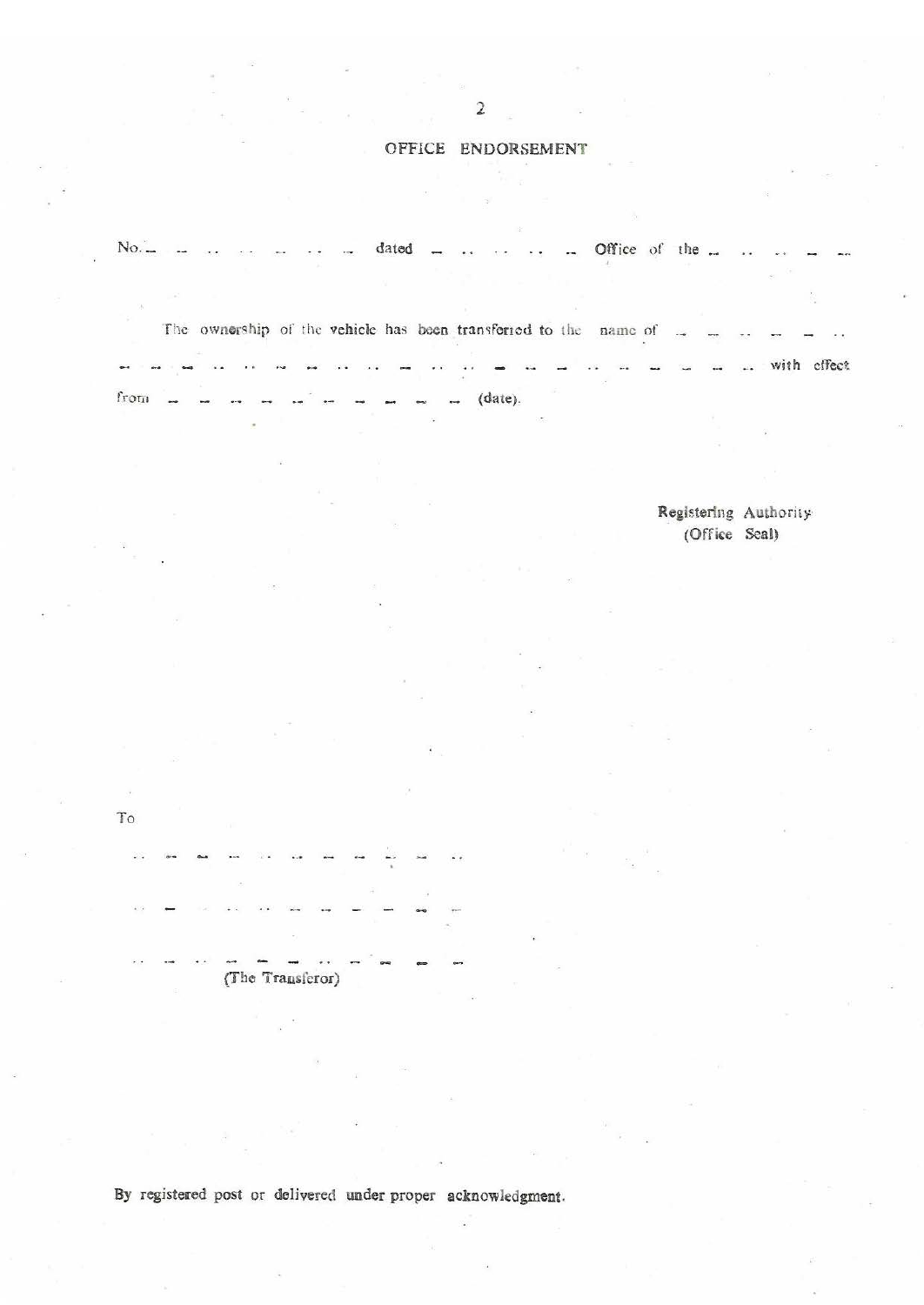## OFFICE ENDORSEMENT

No. ............................ dated .................... Office of the ....................

The ownership of the vehicle has been transferred to the name of ........................................................................................................................ with effect from .................................... (date).

Registering Authority
(Office Seal)

To

........................................................

........................................................

........................................................
(The Transferor)

By registered post or delivered under proper acknowledgment.